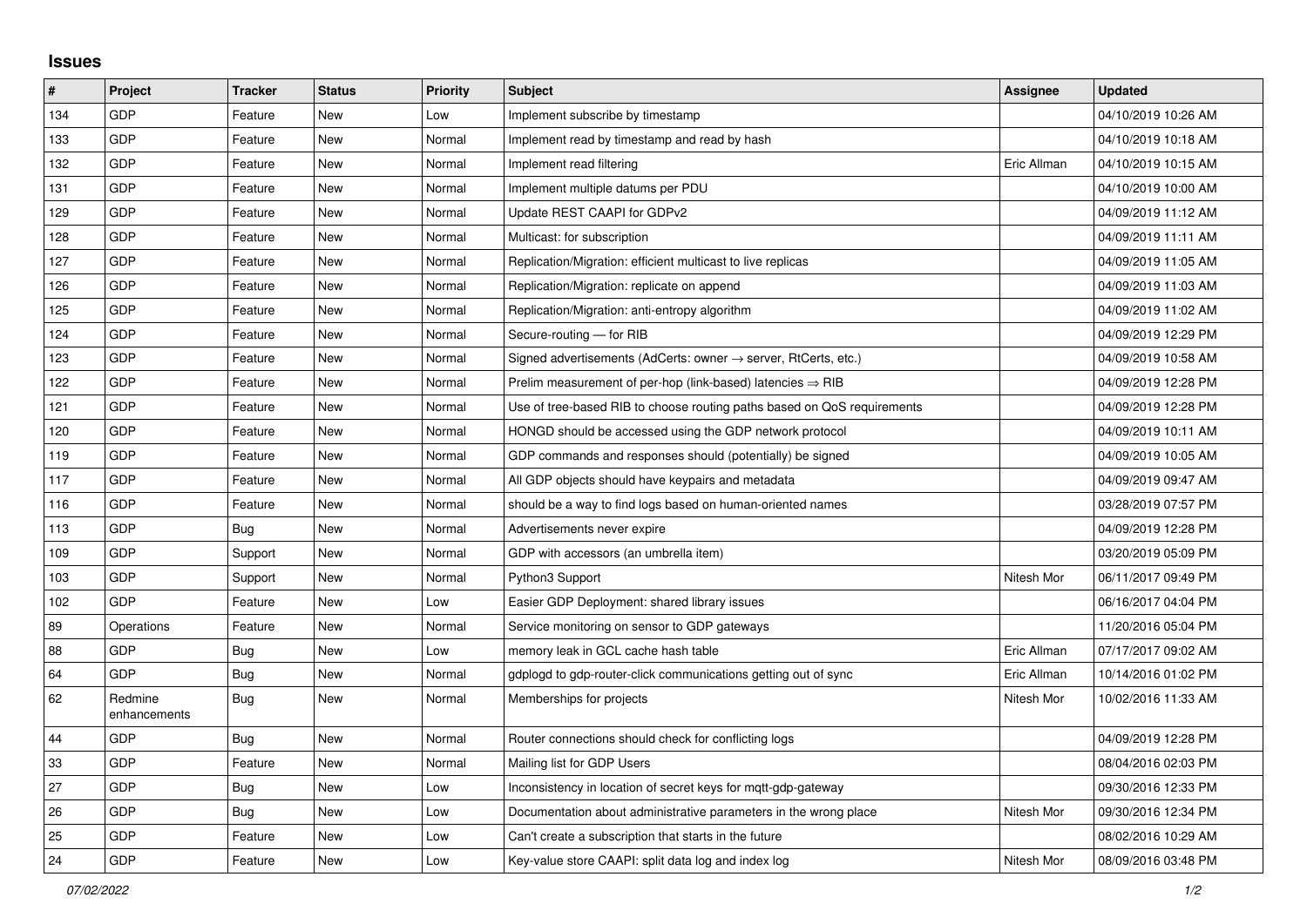## Issues

| # | Project | Tracker | Status | Priority | Subject | Assignee | Updated |
|---|---|---|---|---|---|---|---|
| 134 | GDP | Feature | New | Low | Implement subscribe by timestamp | | 04/10/2019 10:26 AM |
| 133 | GDP | Feature | New | Normal | Implement read by timestamp and read by hash | | 04/10/2019 10:18 AM |
| 132 | GDP | Feature | New | Normal | Implement read filtering | Eric Allman | 04/10/2019 10:15 AM |
| 131 | GDP | Feature | New | Normal | Implement multiple datums per PDU | | 04/10/2019 10:00 AM |
| 129 | GDP | Feature | New | Normal | Update REST CAAPI for GDPv2 | | 04/09/2019 11:12 AM |
| 128 | GDP | Feature | New | Normal | Multicast: for subscription | | 04/09/2019 11:11 AM |
| 127 | GDP | Feature | New | Normal | Replication/Migration: efficient multicast to live replicas | | 04/09/2019 11:05 AM |
| 126 | GDP | Feature | New | Normal | Replication/Migration: replicate on append | | 04/09/2019 11:03 AM |
| 125 | GDP | Feature | New | Normal | Replication/Migration: anti-entropy algorithm | | 04/09/2019 11:02 AM |
| 124 | GDP | Feature | New | Normal | Secure-routing — for RIB | | 04/09/2019 12:29 PM |
| 123 | GDP | Feature | New | Normal | Signed advertisements (AdCerts: owner → server, RtCerts, etc.) | | 04/09/2019 10:58 AM |
| 122 | GDP | Feature | New | Normal | Prelim measurement of per-hop (link-based) latencies ⇒ RIB | | 04/09/2019 12:28 PM |
| 121 | GDP | Feature | New | Normal | Use of tree-based RIB to choose routing paths based on QoS requirements | | 04/09/2019 12:28 PM |
| 120 | GDP | Feature | New | Normal | HONGD should be accessed using the GDP network protocol | | 04/09/2019 10:11 AM |
| 119 | GDP | Feature | New | Normal | GDP commands and responses should (potentially) be signed | | 04/09/2019 10:05 AM |
| 117 | GDP | Feature | New | Normal | All GDP objects should have keypairs and metadata | | 04/09/2019 09:47 AM |
| 116 | GDP | Feature | New | Normal | should be a way to find logs based on human-oriented names | | 03/28/2019 07:57 PM |
| 113 | GDP | Bug | New | Normal | Advertisements never expire | | 04/09/2019 12:28 PM |
| 109 | GDP | Support | New | Normal | GDP with accessors (an umbrella item) | | 03/20/2019 05:09 PM |
| 103 | GDP | Support | New | Normal | Python3 Support | Nitesh Mor | 06/11/2017 09:49 PM |
| 102 | GDP | Feature | New | Low | Easier GDP Deployment: shared library issues | | 06/16/2017 04:04 PM |
| 89 | Operations | Feature | New | Normal | Service monitoring on sensor to GDP gateways | | 11/20/2016 05:04 PM |
| 88 | GDP | Bug | New | Low | memory leak in GCL cache hash table | Eric Allman | 07/17/2017 09:02 AM |
| 64 | GDP | Bug | New | Normal | gdplogd to gdp-router-click communications getting out of sync | Eric Allman | 10/14/2016 01:02 PM |
| 62 | Redmine enhancements | Bug | New | Normal | Memberships for projects | Nitesh Mor | 10/02/2016 11:33 AM |
| 44 | GDP | Bug | New | Normal | Router connections should check for conflicting logs | | 04/09/2019 12:28 PM |
| 33 | GDP | Feature | New | Normal | Mailing list for GDP Users | | 08/04/2016 02:03 PM |
| 27 | GDP | Bug | New | Low | Inconsistency in location of secret keys for mqtt-gdp-gateway | | 09/30/2016 12:33 PM |
| 26 | GDP | Bug | New | Low | Documentation about administrative parameters in the wrong place | Nitesh Mor | 09/30/2016 12:34 PM |
| 25 | GDP | Feature | New | Low | Can't create a subscription that starts in the future | | 08/02/2016 10:29 AM |
| 24 | GDP | Feature | New | Low | Key-value store CAAPI: split data log and index log | Nitesh Mor | 08/09/2016 03:48 PM |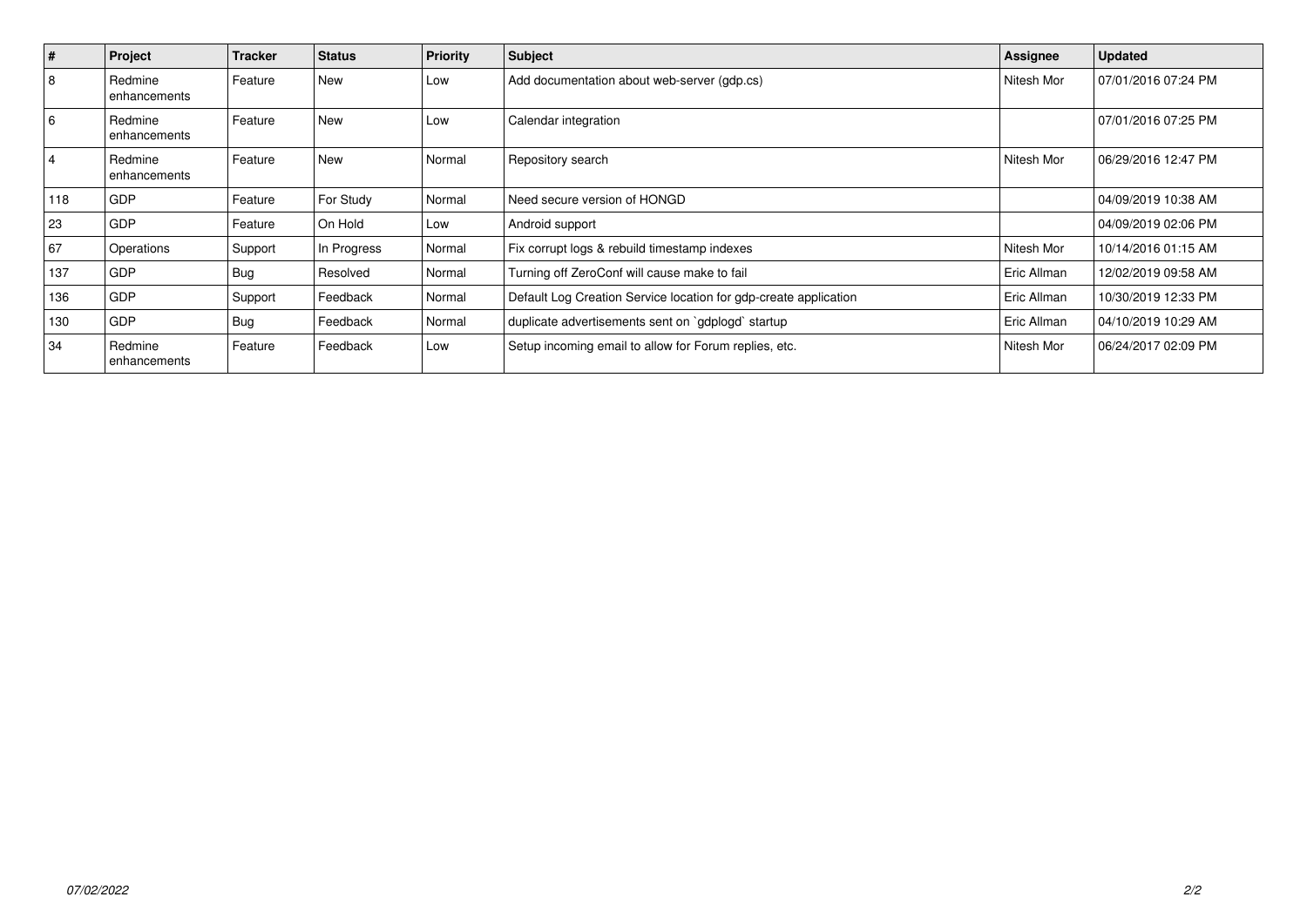| # | Project | Tracker | Status | Priority | Subject | Assignee | Updated |
|---|---|---|---|---|---|---|---|
| 8 | Redmine enhancements | Feature | New | Low | Add documentation about web-server (gdp.cs) | Nitesh Mor | 07/01/2016 07:24 PM |
| 6 | Redmine enhancements | Feature | New | Low | Calendar integration | | 07/01/2016 07:25 PM |
| 4 | Redmine enhancements | Feature | New | Normal | Repository search | Nitesh Mor | 06/29/2016 12:47 PM |
| 118 | GDP | Feature | For Study | Normal | Need secure version of HONGD | | 04/09/2019 10:38 AM |
| 23 | GDP | Feature | On Hold | Low | Android support | | 04/09/2019 02:06 PM |
| 67 | Operations | Support | In Progress | Normal | Fix corrupt logs & rebuild timestamp indexes | Nitesh Mor | 10/14/2016 01:15 AM |
| 137 | GDP | Bug | Resolved | Normal | Turning off ZeroConf will cause make to fail | Eric Allman | 12/02/2019 09:58 AM |
| 136 | GDP | Support | Feedback | Normal | Default Log Creation Service location for gdp-create application | Eric Allman | 10/30/2019 12:33 PM |
| 130 | GDP | Bug | Feedback | Normal | duplicate advertisements sent on `gdplogd` startup | Eric Allman | 04/10/2019 10:29 AM |
| 34 | Redmine enhancements | Feature | Feedback | Low | Setup incoming email to allow for Forum replies, etc. | Nitesh Mor | 06/24/2017 02:09 PM |